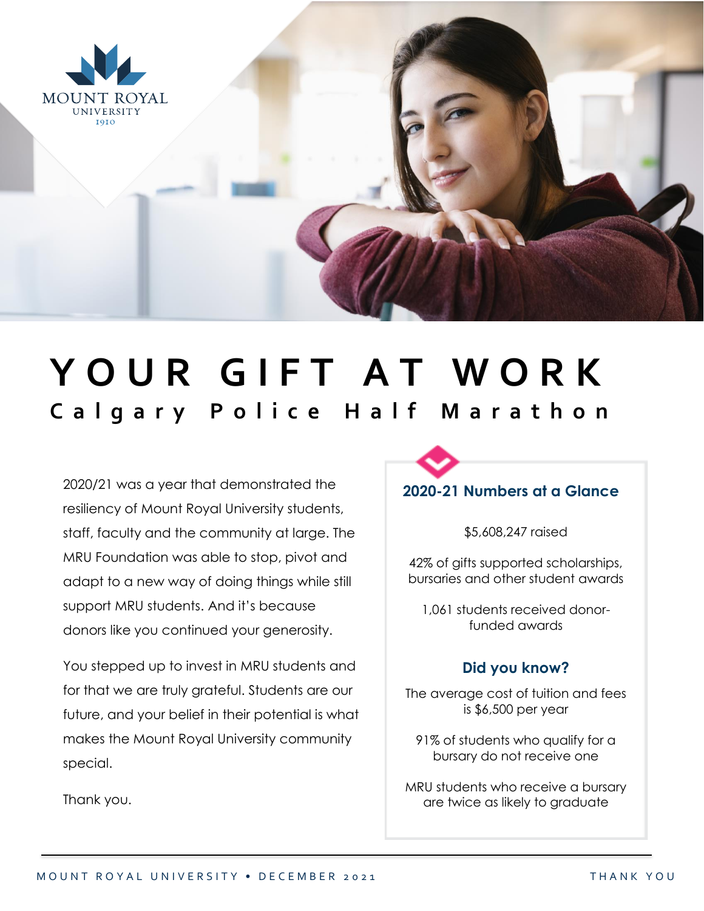MOUNT ROYAL
UNIVERSITY
1910

# YOUR GIFT AT WORK

## Calgary Police Half Marathon

2020/21 was a year that demonstrated the resiliency of Mount Royal University students, staff, faculty and the community at large. The MRU Foundation was able to stop, pivot and adapt to a new way of doing things while still support MRU students. And it's because donors like you continued your generosity.

You stepped up to invest in MRU students and for that we are truly grateful. Students are our future, and your belief in their potential is what makes the Mount Royal University community special.

Thank you.

### 2020-21 Numbers at a Glance

$5,608,247 raised

42% of gifts supported scholarships, bursaries and other student awards

1,061 students received donor-funded awards

### Did you know?

The average cost of tuition and fees is $6,500 per year

91% of students who qualify for a bursary do not receive one

MRU students who receive a bursary are twice as likely to graduate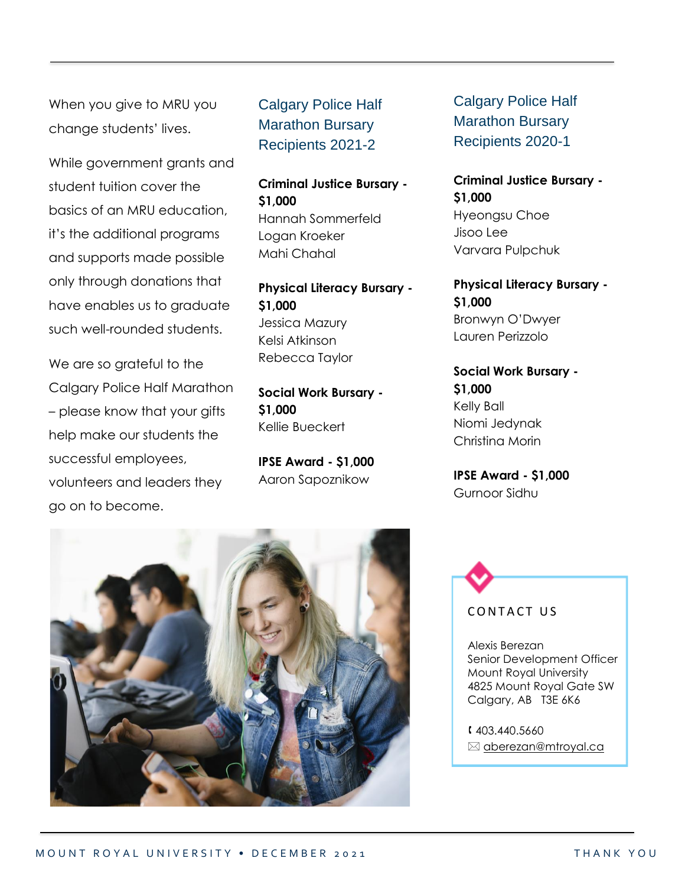When you give to MRU you change students' lives.

While government grants and student tuition cover the basics of an MRU education, it's the additional programs and supports made possible only through donations that have enables us to graduate such well-rounded students.

We are so grateful to the Calgary Police Half Marathon – please know that your gifts help make our students the successful employees, volunteers and leaders they go on to become.

## Calgary Police Half Marathon Bursary Recipients 2021-2

**Criminal Justice Bursary - $1,000**
Hannah Sommerfeld
Logan Kroeker
Mahi Chahal

**Physical Literacy Bursary - $1,000**
Jessica Mazury
Kelsi Atkinson
Rebecca Taylor

**Social Work Bursary - $1,000**
Kellie Bueckert

**IPSE Award - $1,000**
Aaron Sapoznikow

## Calgary Police Half Marathon Bursary Recipients 2020-1

**Criminal Justice Bursary - $1,000**
Hyeongsu Choe
Jisoo Lee
Varvara Pulpchuk

**Physical Literacy Bursary - $1,000**
Bronwyn O'Dwyer
Lauren Perizzolo

**Social Work Bursary - $1,000**
Kelly Ball
Niomi Jedynak
Christina Morin

**IPSE Award - $1,000**
Gurnoor Sidhu

### CONTACT US

Alexis Berezan
Senior Development Officer
Mount Royal University
4825 Mount Royal Gate SW
Calgary, AB T3E 6K6

403.440.5660
aberezan@mtroyal.ca